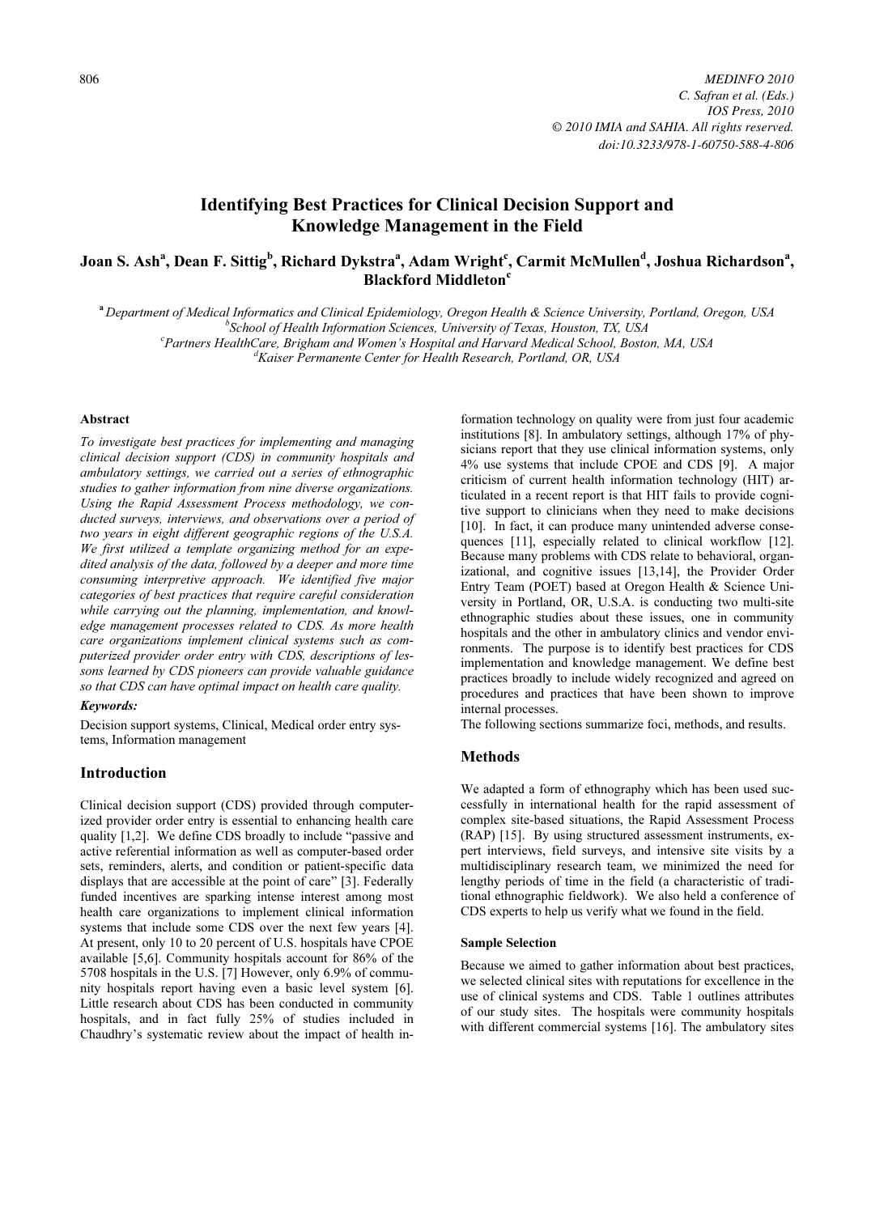# Identifying Best Practices for Clinical Decision Support and Knowledge Management in the Field

**Joan S. Ash[a], Dean F. Sittig[b], Richard Dykstra[a], Adam Wright[c], Carmit McMullen[d], Joshua Richardson[a], Blackford Middleton[c]**

[a] *Department of Medical Informatics and Clinical Epidemiology, Oregon Health & Science University, Portland, Oregon, USA*
[b] *School of Health Information Sciences, University of Texas, Houston, TX, USA*
[c] *Partners HealthCare, Brigham and Women's Hospital and Harvard Medical School, Boston, MA, USA*
[d] *Kaiser Permanente Center for Health Research, Portland, OR, USA*

#### Abstract

*To investigate best practices for implementing and managing clinical decision support (CDS) in community hospitals and ambulatory settings, we carried out a series of ethnographic studies to gather information from nine diverse organizations. Using the Rapid Assessment Process methodology, we conducted surveys, interviews, and observations over a period of two years in eight different geographic regions of the U.S.A. We first utilized a template organizing method for an expedited analysis of the data, followed by a deeper and more time consuming interpretive approach. We identified five major categories of best practices that require careful consideration while carrying out the planning, implementation, and knowledge management processes related to CDS. As more health care organizations implement clinical systems such as computerized provider order entry with CDS, descriptions of lessons learned by CDS pioneers can provide valuable guidance so that CDS can have optimal impact on health care quality.*

#### *Keywords:*

Decision support systems, Clinical, Medical order entry systems, Information management

## Introduction

Clinical decision support (CDS) provided through computerized provider order entry is essential to enhancing health care quality [1,2]. We define CDS broadly to include "passive and active referential information as well as computer-based order sets, reminders, alerts, and condition or patient-specific data displays that are accessible at the point of care" [3]. Federally funded incentives are sparking intense interest among most health care organizations to implement clinical information systems that include some CDS over the next few years [4]. At present, only 10 to 20 percent of U.S. hospitals have CPOE available [5,6]. Community hospitals account for 86% of the 5708 hospitals in the U.S. [7] However, only 6.9% of community hospitals report having even a basic level system [6]. Little research about CDS has been conducted in community hospitals, and in fact fully 25% of studies included in Chaudhry's systematic review about the impact of health information technology on quality were from just four academic institutions [8]. In ambulatory settings, although 17% of physicians report that they use clinical information systems, only 4% use systems that include CPOE and CDS [9]. A major criticism of current health information technology (HIT) articulated in a recent report is that HIT fails to provide cognitive support to clinicians when they need to make decisions [10]. In fact, it can produce many unintended adverse consequences [11], especially related to clinical workflow [12]. Because many problems with CDS relate to behavioral, organizational, and cognitive issues [13,14], the Provider Order Entry Team (POET) based at Oregon Health & Science University in Portland, OR, U.S.A. is conducting two multi-site ethnographic studies about these issues, one in community hospitals and the other in ambulatory clinics and vendor environments. The purpose is to identify best practices for CDS implementation and knowledge management. We define best practices broadly to include widely recognized and agreed on procedures and practices that have been shown to improve internal processes.

The following sections summarize foci, methods, and results.

## Methods

We adapted a form of ethnography which has been used successfully in international health for the rapid assessment of complex site-based situations, the Rapid Assessment Process (RAP) [15]. By using structured assessment instruments, expert interviews, field surveys, and intensive site visits by a multidisciplinary research team, we minimized the need for lengthy periods of time in the field (a characteristic of traditional ethnographic fieldwork). We also held a conference of CDS experts to help us verify what we found in the field.

#### Sample Selection

Because we aimed to gather information about best practices, we selected clinical sites with reputations for excellence in the use of clinical systems and CDS. Table 1 outlines attributes of our study sites. The hospitals were community hospitals with different commercial systems [16]. The ambulatory sites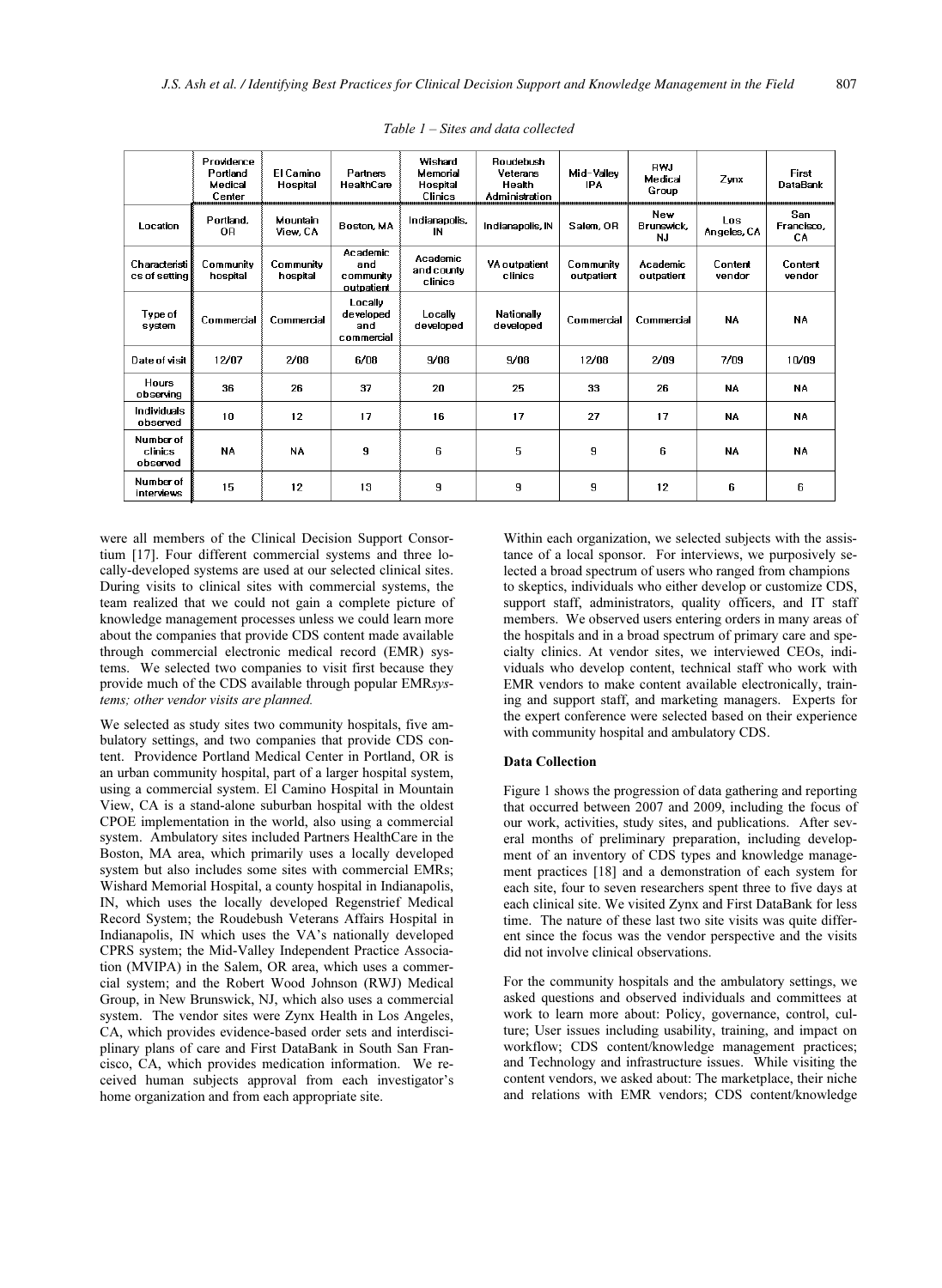*Table 1 – Sites and data collected*

| | Providence Portland Medical Center | El Camino Hospital | Partners HealthCare | Wishard Memorial Hospital Clinics | Roudebush Veterans Health Administration | Mid-Valley IPA | RWJ Medical Group | Zynx | First DataBank |
|---|---|---|---|---|---|---|---|---|---|
| Location | Portland, OR | Mountain View, CA | Boston, MA | Indianapolis, IN | Indianapolis, IN | Salem, OR | New Brunswick, NJ | Los Angeles, CA | San Francisco, CA |
| Characteristics of setting | Community hospital | Community hospital | Academic and community outpatient | Academic and county clinics | VA outpatient clinics | Community outpatient | Academic outpatient | Content vendor | Content vendor |
| Type of system | Commercial | Commercial | Locally developed and commercial | Locally developed | Nationally developed | Commercial | Commercial | NA | NA |
| Date of visit | 12/07 | 2/08 | 6/08 | 9/08 | 9/08 | 12/08 | 2/09 | 7/09 | 10/09 |
| Hours observing | 36 | 26 | 37 | 20 | 25 | 33 | 26 | NA | NA |
| Individuals observed | 10 | 12 | 17 | 16 | 17 | 27 | 17 | NA | NA |
| Number of clinics observed | NA | NA | 9 | 6 | 5 | 9 | 6 | NA | NA |
| Number of interviews | 15 | 12 | 13 | 9 | 9 | 9 | 12 | 6 | 6 |

were all members of the Clinical Decision Support Consortium [17]. Four different commercial systems and three locally-developed systems are used at our selected clinical sites. During visits to clinical sites with commercial systems, the team realized that we could not gain a complete picture of knowledge management processes unless we could learn more about the companies that provide CDS content made available through commercial electronic medical record (EMR) systems. We selected two companies to visit first because they provide much of the CDS available through popular EMR*systems; other vendor visits are planned.*

We selected as study sites two community hospitals, five ambulatory settings, and two companies that provide CDS content. Providence Portland Medical Center in Portland, OR is an urban community hospital, part of a larger hospital system, using a commercial system. El Camino Hospital in Mountain View, CA is a stand-alone suburban hospital with the oldest CPOE implementation in the world, also using a commercial system. Ambulatory sites included Partners HealthCare in the Boston, MA area, which primarily uses a locally developed system but also includes some sites with commercial EMRs; Wishard Memorial Hospital, a county hospital in Indianapolis, IN, which uses the locally developed Regenstrief Medical Record System; the Roudebush Veterans Affairs Hospital in Indianapolis, IN which uses the VA's nationally developed CPRS system; the Mid-Valley Independent Practice Association (MVIPA) in the Salem, OR area, which uses a commercial system; and the Robert Wood Johnson (RWJ) Medical Group, in New Brunswick, NJ, which also uses a commercial system. The vendor sites were Zynx Health in Los Angeles, CA, which provides evidence-based order sets and interdisciplinary plans of care and First DataBank in South San Francisco, CA, which provides medication information. We received human subjects approval from each investigator's home organization and from each appropriate site.

Within each organization, we selected subjects with the assistance of a local sponsor. For interviews, we purposively selected a broad spectrum of users who ranged from champions to skeptics, individuals who either develop or customize CDS, support staff, administrators, quality officers, and IT staff members. We observed users entering orders in many areas of the hospitals and in a broad spectrum of primary care and specialty clinics. At vendor sites, we interviewed CEOs, individuals who develop content, technical staff who work with EMR vendors to make content available electronically, training and support staff, and marketing managers. Experts for the expert conference were selected based on their experience with community hospital and ambulatory CDS.

**Data Collection**

Figure 1 shows the progression of data gathering and reporting that occurred between 2007 and 2009, including the focus of our work, activities, study sites, and publications. After several months of preliminary preparation, including development of an inventory of CDS types and knowledge management practices [18] and a demonstration of each system for each site, four to seven researchers spent three to five days at each clinical site. We visited Zynx and First DataBank for less time. The nature of these last two site visits was quite different since the focus was the vendor perspective and the visits did not involve clinical observations.

For the community hospitals and the ambulatory settings, we asked questions and observed individuals and committees at work to learn more about: Policy, governance, control, culture; User issues including usability, training, and impact on workflow; CDS content/knowledge management practices; and Technology and infrastructure issues. While visiting the content vendors, we asked about: The marketplace, their niche and relations with EMR vendors; CDS content/knowledge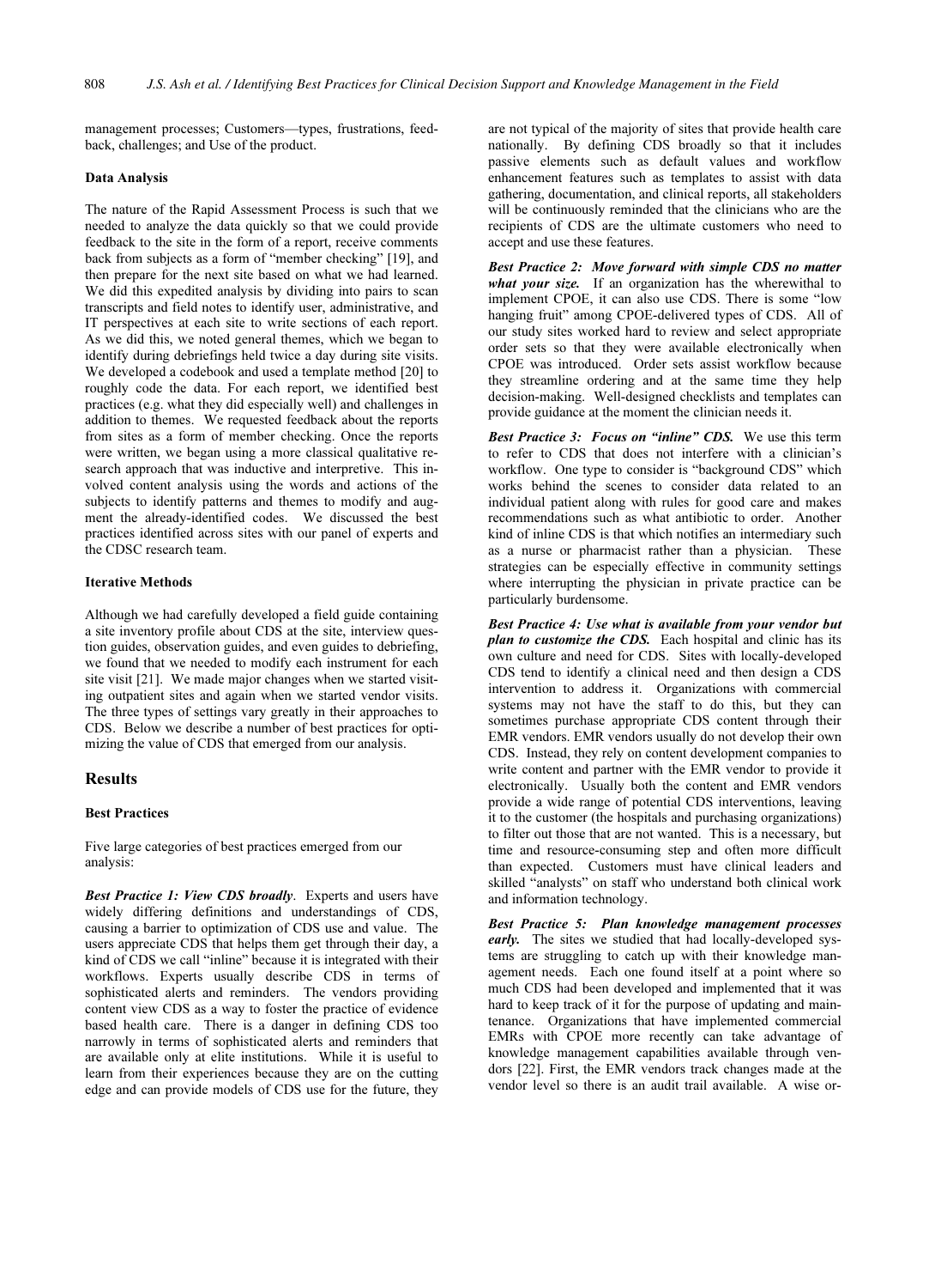management processes; Customers—types, frustrations, feedback, challenges; and Use of the product.

### Data Analysis

The nature of the Rapid Assessment Process is such that we needed to analyze the data quickly so that we could provide feedback to the site in the form of a report, receive comments back from subjects as a form of "member checking" [19], and then prepare for the next site based on what we had learned. We did this expedited analysis by dividing into pairs to scan transcripts and field notes to identify user, administrative, and IT perspectives at each site to write sections of each report. As we did this, we noted general themes, which we began to identify during debriefings held twice a day during site visits. We developed a codebook and used a template method [20] to roughly code the data. For each report, we identified best practices (e.g. what they did especially well) and challenges in addition to themes. We requested feedback about the reports from sites as a form of member checking. Once the reports were written, we began using a more classical qualitative research approach that was inductive and interpretive. This involved content analysis using the words and actions of the subjects to identify patterns and themes to modify and augment the already-identified codes. We discussed the best practices identified across sites with our panel of experts and the CDSC research team.

### Iterative Methods

Although we had carefully developed a field guide containing a site inventory profile about CDS at the site, interview question guides, observation guides, and even guides to debriefing, we found that we needed to modify each instrument for each site visit [21]. We made major changes when we started visiting outpatient sites and again when we started vendor visits. The three types of settings vary greatly in their approaches to CDS. Below we describe a number of best practices for optimizing the value of CDS that emerged from our analysis.

## Results

### Best Practices

Five large categories of best practices emerged from our analysis:

***Best Practice 1: View CDS broadly***. Experts and users have widely differing definitions and understandings of CDS, causing a barrier to optimization of CDS use and value. The users appreciate CDS that helps them get through their day, a kind of CDS we call "inline" because it is integrated with their workflows. Experts usually describe CDS in terms of sophisticated alerts and reminders. The vendors providing content view CDS as a way to foster the practice of evidence based health care. There is a danger in defining CDS too narrowly in terms of sophisticated alerts and reminders that are available only at elite institutions. While it is useful to learn from their experiences because they are on the cutting edge and can provide models of CDS use for the future, they are not typical of the majority of sites that provide health care nationally. By defining CDS broadly so that it includes passive elements such as default values and workflow enhancement features such as templates to assist with data gathering, documentation, and clinical reports, all stakeholders will be continuously reminded that the clinicians who are the recipients of CDS are the ultimate customers who need to accept and use these features.

***Best Practice 2: Move forward with simple CDS no matter what your size.*** If an organization has the wherewithal to implement CPOE, it can also use CDS. There is some "low hanging fruit" among CPOE-delivered types of CDS. All of our study sites worked hard to review and select appropriate order sets so that they were available electronically when CPOE was introduced. Order sets assist workflow because they streamline ordering and at the same time they help decision-making. Well-designed checklists and templates can provide guidance at the moment the clinician needs it.

***Best Practice 3: Focus on "inline" CDS.*** We use this term to refer to CDS that does not interfere with a clinician's workflow. One type to consider is "background CDS" which works behind the scenes to consider data related to an individual patient along with rules for good care and makes recommendations such as what antibiotic to order. Another kind of inline CDS is that which notifies an intermediary such as a nurse or pharmacist rather than a physician. These strategies can be especially effective in community settings where interrupting the physician in private practice can be particularly burdensome.

***Best Practice 4: Use what is available from your vendor but plan to customize the CDS.*** Each hospital and clinic has its own culture and need for CDS. Sites with locally-developed CDS tend to identify a clinical need and then design a CDS intervention to address it. Organizations with commercial systems may not have the staff to do this, but they can sometimes purchase appropriate CDS content through their EMR vendors. EMR vendors usually do not develop their own CDS. Instead, they rely on content development companies to write content and partner with the EMR vendor to provide it electronically. Usually both the content and EMR vendors provide a wide range of potential CDS interventions, leaving it to the customer (the hospitals and purchasing organizations) to filter out those that are not wanted. This is a necessary, but time and resource-consuming step and often more difficult than expected. Customers must have clinical leaders and skilled "analysts" on staff who understand both clinical work and information technology.

***Best Practice 5: Plan knowledge management processes early.*** The sites we studied that had locally-developed systems are struggling to catch up with their knowledge management needs. Each one found itself at a point where so much CDS had been developed and implemented that it was hard to keep track of it for the purpose of updating and maintenance. Organizations that have implemented commercial EMRs with CPOE more recently can take advantage of knowledge management capabilities available through vendors [22]. First, the EMR vendors track changes made at the vendor level so there is an audit trail available. A wise or-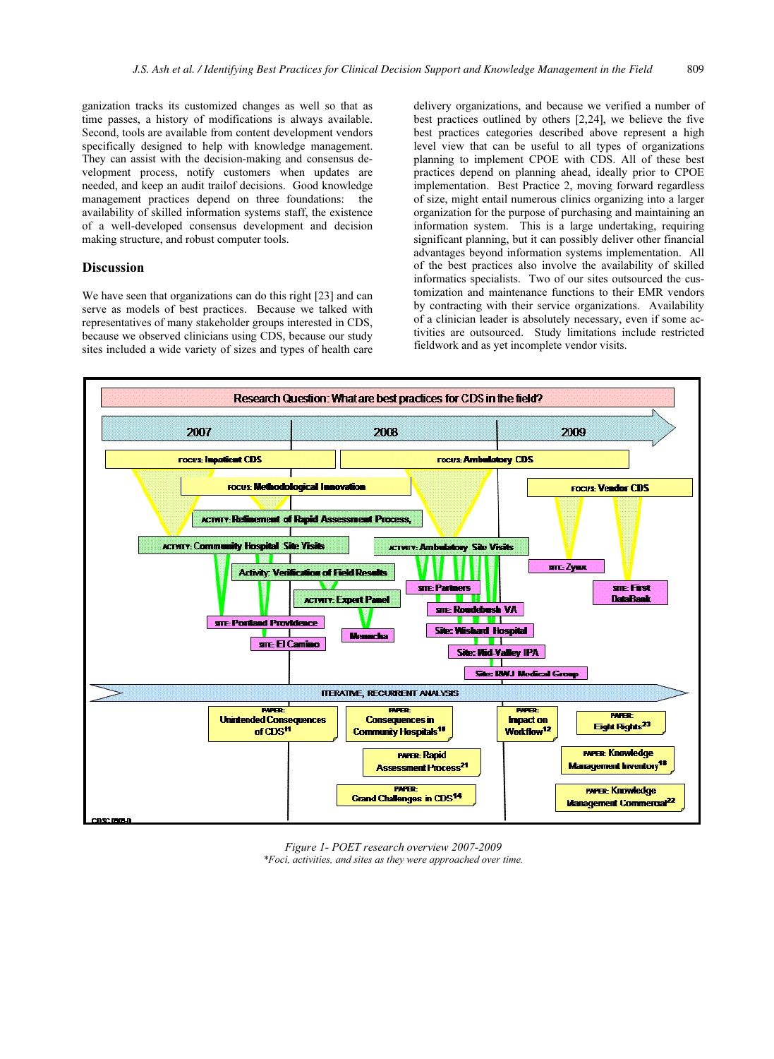ganization tracks its customized changes as well so that as time passes, a history of modifications is always available. Second, tools are available from content development vendors specifically designed to help with knowledge management. They can assist with the decision-making and consensus development process, notify customers when updates are needed, and keep an audit trailof decisions. Good knowledge management practices depend on three foundations: the availability of skilled information systems staff, the existence of a well-developed consensus development and decision making structure, and robust computer tools.

## Discussion

We have seen that organizations can do this right [23] and can serve as models of best practices. Because we talked with representatives of many stakeholder groups interested in CDS, because we observed clinicians using CDS, because our study sites included a wide variety of sizes and types of health care delivery organizations, and because we verified a number of best practices outlined by others [2,24], we believe the five best practices categories described above represent a high level view that can be useful to all types of organizations planning to implement CPOE with CDS. All of these best practices depend on planning ahead, ideally prior to CPOE implementation. Best Practice 2, moving forward regardless of size, might entail numerous clinics organizing into a larger organization for the purpose of purchasing and maintaining an information system. This is a large undertaking, requiring significant planning, but it can possibly deliver other financial advantages beyond information systems implementation. All of the best practices also involve the availability of skilled informatics specialists. Two of our sites outsourced the customization and maintenance functions to their EMR vendors by contracting with their service organizations. Availability of a clinician leader is absolutely necessary, even if some activities are outsourced. Study limitations include restricted fieldwork and as yet incomplete vendor visits.

Research Question: What are best practices for CDS in the field?

2007
2008
2009

FOCUS: Inpatient CDS
FOCUS: Ambulatory CDS
FOCUS: Methodological Innovation
FOCUS: Vendor CDS
ACTIVITY: Refinement of Rapid Assessment Process,
ACTIVITY: Community Hospital Site Visits
ACTIVITY: Ambulatory Site Visits
Activity: Verification of Field Results
ACTIVITY: Expert Panel
SITE: Zynx
SITE: Partners
SITE: First DataBank
SITE: Roudebush VA
SITE: Portland Providence
Site: Wishard Hospital
SITE: El Camino
Menucha
Site: Mid-Valley IPA
Site: RWJ Medical Group

ITERATIVE, RECURRENT ANALYSIS

PAPER: Unintended Consequences of CDS[11]
PAPER: Consequences in Community Hospitals[10]
PAPER: Impact on Workflow[12]
PAPER: Eight Rights[23]
PAPER: Rapid Assessment Process[21]
PAPER: Knowledge Management Inventory[18]
PAPER: Grand Challenges in CDS[14]
PAPER: Knowledge Management Commercial[22]

CDSC 0908-0

*Figure 1- POET research overview 2007-2009*
*\*Foci, activities, and sites as they were approached over time.*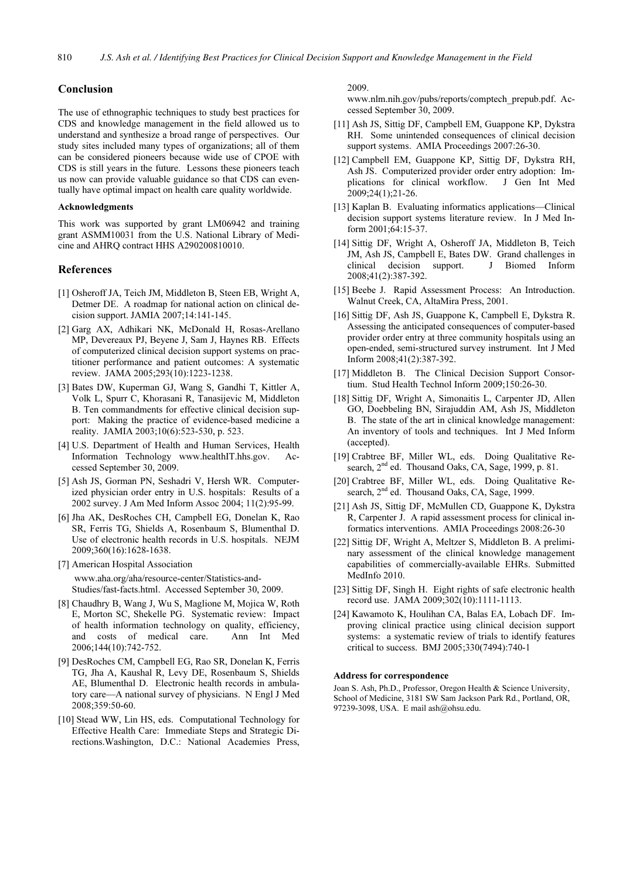## Conclusion

The use of ethnographic techniques to study best practices for CDS and knowledge management in the field allowed us to understand and synthesize a broad range of perspectives. Our study sites included many types of organizations; all of them can be considered pioneers because wide use of CPOE with CDS is still years in the future. Lessons these pioneers teach us now can provide valuable guidance so that CDS can eventually have optimal impact on health care quality worldwide.

### Acknowledgments

This work was supported by grant LM06942 and training grant ASMM10031 from the U.S. National Library of Medicine and AHRQ contract HHS A290200810010.

## References

[1] Osheroff JA, Teich JM, Middleton B, Steen EB, Wright A, Detmer DE. A roadmap for national action on clinical decision support. JAMIA 2007;14:141-145.

[2] Garg AX, Adhikari NK, McDonald H, Rosas-Arellano MP, Devereaux PJ, Beyene J, Sam J, Haynes RB. Effects of computerized clinical decision support systems on practitioner performance and patient outcomes: A systematic review. JAMA 2005;293(10):1223-1238.

[3] Bates DW, Kuperman GJ, Wang S, Gandhi T, Kittler A, Volk L, Spurr C, Khorasani R, Tanasijevic M, Middleton B. Ten commandments for effective clinical decision support: Making the practice of evidence-based medicine a reality. JAMIA 2003;10(6):523-530, p. 523.

[4] U.S. Department of Health and Human Services, Health Information Technology www.healthIT.hhs.gov. Accessed September 30, 2009.

[5] Ash JS, Gorman PN, Seshadri V, Hersh WR. Computerized physician order entry in U.S. hospitals: Results of a 2002 survey. J Am Med Inform Assoc 2004; 11(2):95-99.

[6] Jha AK, DesRoches CH, Campbell EG, Donelan K, Rao SR, Ferris TG, Shields A, Rosenbaum S, Blumenthal D. Use of electronic health records in U.S. hospitals. NEJM 2009;360(16):1628-1638.

[7] American Hospital Association www.aha.org/aha/resource-center/Statistics-and-Studies/fast-facts.html. Accessed September 30, 2009.

[8] Chaudhry B, Wang J, Wu S, Maglione M, Mojica W, Roth E, Morton SC, Shekelle PG. Systematic review: Impact of health information technology on quality, efficiency, and costs of medical care. Ann Int Med 2006;144(10):742-752.

[9] DesRoches CM, Campbell EG, Rao SR, Donelan K, Ferris TG, Jha A, Kaushal R, Levy DE, Rosenbaum S, Shields AE, Blumenthal D. Electronic health records in ambulatory care—A national survey of physicians. N Engl J Med 2008;359:50-60.

[10] Stead WW, Lin HS, eds. Computational Technology for Effective Health Care: Immediate Steps and Strategic Directions.Washington, D.C.: National Academies Press, 2009. www.nlm.nih.gov/pubs/reports/comptech_prepub.pdf. Accessed September 30, 2009.

[11] Ash JS, Sittig DF, Campbell EM, Guappone KP, Dykstra RH. Some unintended consequences of clinical decision support systems. AMIA Proceedings 2007:26-30.

[12] Campbell EM, Guappone KP, Sittig DF, Dykstra RH, Ash JS. Computerized provider order entry adoption: Implications for clinical workflow. J Gen Int Med 2009;24(1);21-26.

[13] Kaplan B. Evaluating informatics applications—Clinical decision support systems literature review. In J Med Inform 2001;64:15-37.

[14] Sittig DF, Wright A, Osheroff JA, Middleton B, Teich JM, Ash JS, Campbell E, Bates DW. Grand challenges in clinical decision support. J Biomed Inform 2008;41(2):387-392.

[15] Beebe J. Rapid Assessment Process: An Introduction. Walnut Creek, CA, AltaMira Press, 2001.

[16] Sittig DF, Ash JS, Guappone K, Campbell E, Dykstra R. Assessing the anticipated consequences of computer-based provider order entry at three community hospitals using an open-ended, semi-structured survey instrument. Int J Med Inform 2008;41(2):387-392.

[17] Middleton B. The Clinical Decision Support Consortium. Stud Health Technol Inform 2009;150:26-30.

[18] Sittig DF, Wright A, Simonaitis L, Carpenter JD, Allen GO, Doebbeling BN, Sirajuddin AM, Ash JS, Middleton B. The state of the art in clinical knowledge management: An inventory of tools and techniques. Int J Med Inform (accepted).

[19] Crabtree BF, Miller WL, eds. Doing Qualitative Research, 2nd ed. Thousand Oaks, CA, Sage, 1999, p. 81.

[20] Crabtree BF, Miller WL, eds. Doing Qualitative Research, 2nd ed. Thousand Oaks, CA, Sage, 1999.

[21] Ash JS, Sittig DF, McMullen CD, Guappone K, Dykstra R, Carpenter J. A rapid assessment process for clinical informatics interventions. AMIA Proceedings 2008:26-30

[22] Sittig DF, Wright A, Meltzer S, Middleton B. A preliminary assessment of the clinical knowledge management capabilities of commercially-available EHRs. Submitted MedInfo 2010.

[23] Sittig DF, Singh H. Eight rights of safe electronic health record use. JAMA 2009;302(10):1111-1113.

[24] Kawamoto K, Houlihan CA, Balas EA, Lobach DF. Improving clinical practice using clinical decision support systems: a systematic review of trials to identify features critical to success. BMJ 2005;330(7494):740-1

### Address for correspondence

Joan S. Ash, Ph.D., Professor, Oregon Health & Science University, School of Medicine, 3181 SW Sam Jackson Park Rd., Portland, OR, 97239-3098, USA. E mail ash@ohsu.edu.